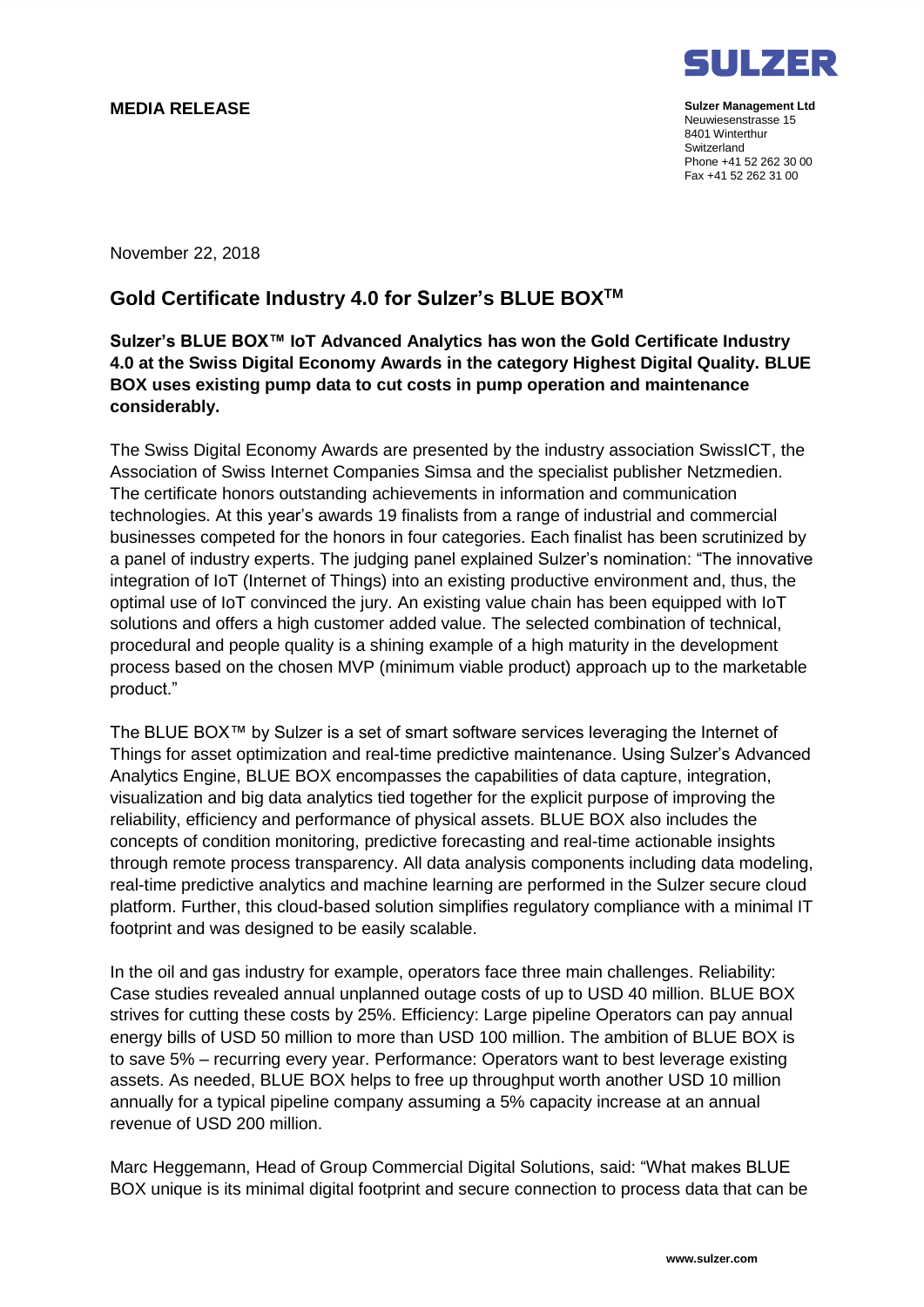**MEDIA RELEASE**

SULZER

**Sulzer Management Ltd**
Neuwiesenstrasse 15
8401 Winterthur
Switzerland
Phone +41 52 262 30 00
Fax +41 52 262 31 00

November 22, 2018

# Gold Certificate Industry 4.0 for Sulzer's BLUE BOX™

**Sulzer's BLUE BOX™ IoT Advanced Analytics has won the Gold Certificate Industry 4.0 at the Swiss Digital Economy Awards in the category Highest Digital Quality. BLUE BOX uses existing pump data to cut costs in pump operation and maintenance considerably.**

The Swiss Digital Economy Awards are presented by the industry association SwissICT, the Association of Swiss Internet Companies Simsa and the specialist publisher Netzmedien. The certificate honors outstanding achievements in information and communication technologies. At this year's awards 19 finalists from a range of industrial and commercial businesses competed for the honors in four categories. Each finalist has been scrutinized by a panel of industry experts. The judging panel explained Sulzer's nomination: "The innovative integration of IoT (Internet of Things) into an existing productive environment and, thus, the optimal use of IoT convinced the jury. An existing value chain has been equipped with IoT solutions and offers a high customer added value. The selected combination of technical, procedural and people quality is a shining example of a high maturity in the development process based on the chosen MVP (minimum viable product) approach up to the marketable product."

The BLUE BOX™ by Sulzer is a set of smart software services leveraging the Internet of Things for asset optimization and real-time predictive maintenance. Using Sulzer's Advanced Analytics Engine, BLUE BOX encompasses the capabilities of data capture, integration, visualization and big data analytics tied together for the explicit purpose of improving the reliability, efficiency and performance of physical assets. BLUE BOX also includes the concepts of condition monitoring, predictive forecasting and real-time actionable insights through remote process transparency. All data analysis components including data modeling, real-time predictive analytics and machine learning are performed in the Sulzer secure cloud platform. Further, this cloud-based solution simplifies regulatory compliance with a minimal IT footprint and was designed to be easily scalable.

In the oil and gas industry for example, operators face three main challenges. Reliability: Case studies revealed annual unplanned outage costs of up to USD 40 million. BLUE BOX strives for cutting these costs by 25%. Efficiency: Large pipeline Operators can pay annual energy bills of USD 50 million to more than USD 100 million. The ambition of BLUE BOX is to save 5% – recurring every year. Performance: Operators want to best leverage existing assets. As needed, BLUE BOX helps to free up throughput worth another USD 10 million annually for a typical pipeline company assuming a 5% capacity increase at an annual revenue of USD 200 million.

Marc Heggemann, Head of Group Commercial Digital Solutions, said: "What makes BLUE BOX unique is its minimal digital footprint and secure connection to process data that can be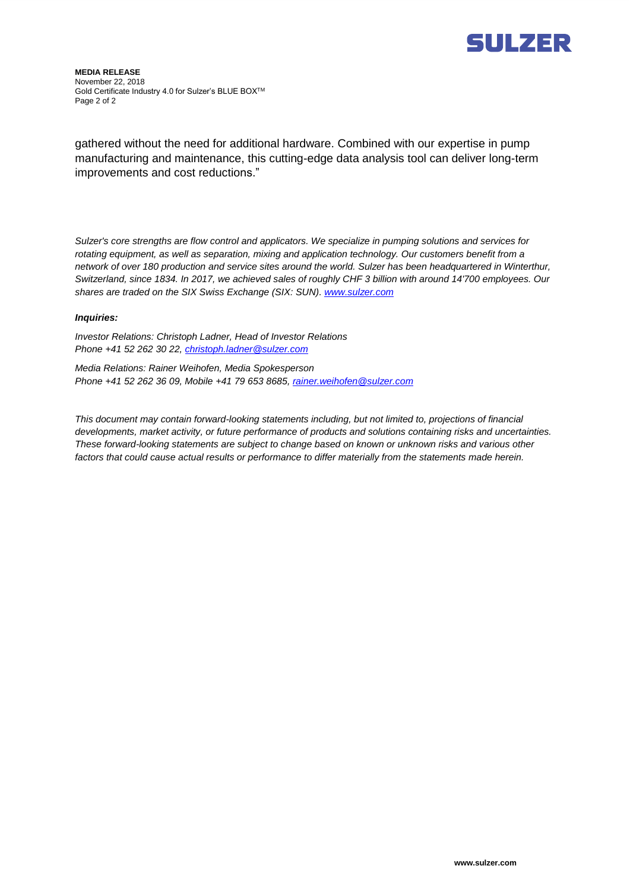gathered without the need for additional hardware. Combined with our expertise in pump manufacturing and maintenance, this cutting-edge data analysis tool can deliver long-term improvements and cost reductions."

*Sulzer's core strengths are flow control and applicators. We specialize in pumping solutions and services for rotating equipment, as well as separation, mixing and application technology. Our customers benefit from a network of over 180 production and service sites around the world. Sulzer has been headquartered in Winterthur, Switzerland, since 1834. In 2017, we achieved sales of roughly CHF 3 billion with around 14'700 employees. Our shares are traded on the SIX Swiss Exchange (SIX: SUN). [www.sulzer.com](http://www.sulzer.com)*

***Inquiries:***

*Investor Relations: Christoph Ladner, Head of Investor Relations*
*Phone +41 52 262 30 22, [christoph.ladner@sulzer.com](mailto:christoph.ladner@sulzer.com)*

*Media Relations: Rainer Weihofen, Media Spokesperson*
*Phone +41 52 262 36 09, Mobile +41 79 653 8685, [rainer.weihofen@sulzer.com](mailto:rainer.weihofen@sulzer.com)*

*This document may contain forward-looking statements including, but not limited to, projections of financial developments, market activity, or future performance of products and solutions containing risks and uncertainties. These forward-looking statements are subject to change based on known or unknown risks and various other factors that could cause actual results or performance to differ materially from the statements made herein.*